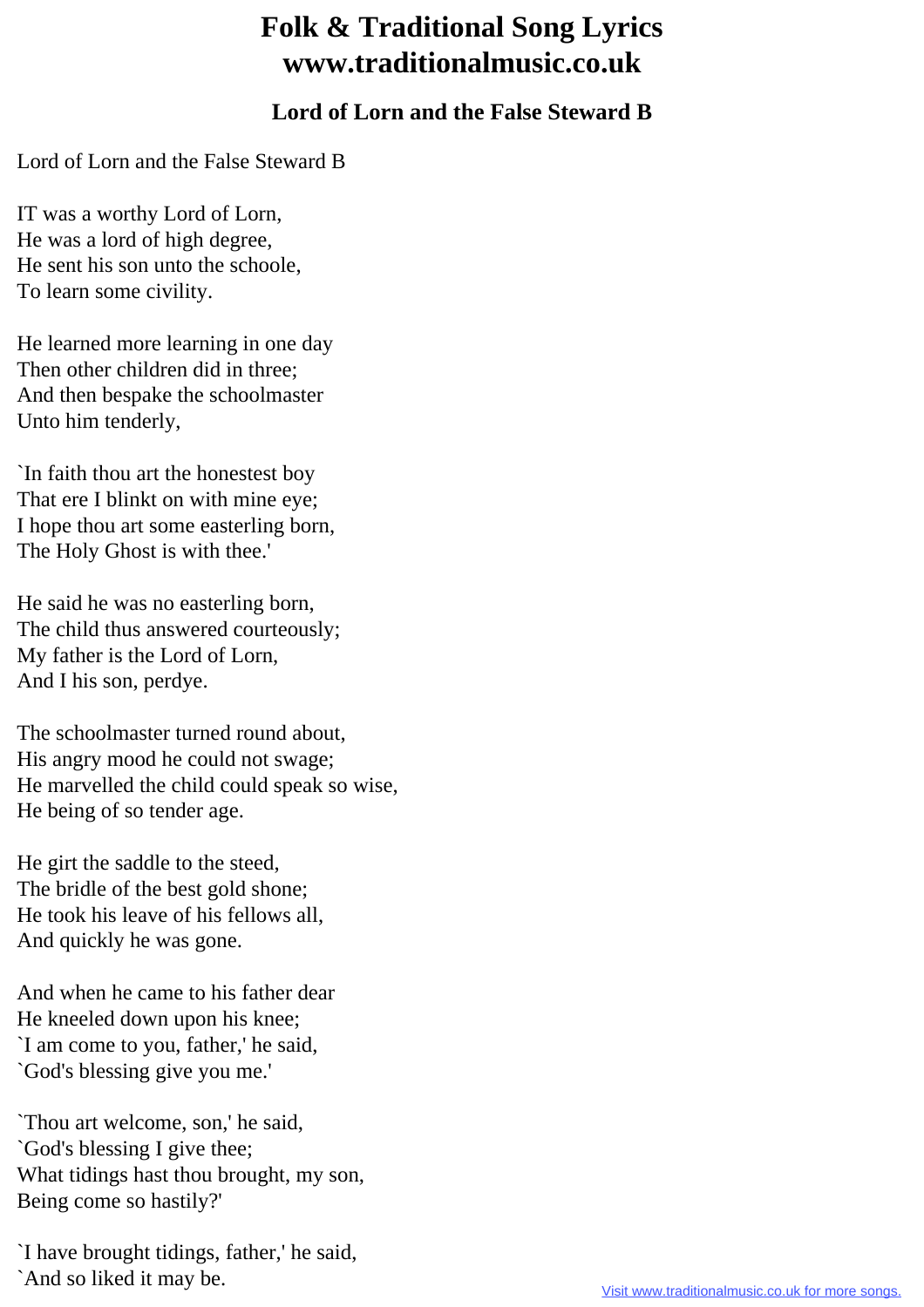# Folk & Traditional Song Lyrics www.traditionalmusic.co.uk

## Lord of Lorn and the False Steward B

Lord of Lorn and the False Steward B

IT was a worthy Lord of Lorn,
He was a lord of high degree,
He sent his son unto the schoole,
To learn some civility.

He learned more learning in one day
Then other children did in three;
And then bespake the schoolmaster
Unto him tenderly,

`In faith thou art the honestest boy
That ere I blinkt on with mine eye;
I hope thou art some easterling born,
The Holy Ghost is with thee.'

He said he was no easterling born,
The child thus answered courteously;
My father is the Lord of Lorn,
And I his son, perdye.

The schoolmaster turned round about,
His angry mood he could not swage;
He marvelled the child could speak so wise,
He being of so tender age.

He girt the saddle to the steed,
The bridle of the best gold shone;
He took his leave of his fellows all,
And quickly he was gone.

And when he came to his father dear
He kneeled down upon his knee;
`I am come to you, father,' he said,
`God's blessing give you me.'

`Thou art welcome, son,' he said,
`God's blessing I give thee;
What tidings hast thou brought, my son,
Being come so hastily?'

`I have brought tidings, father,' he said,
`And so liked it may be.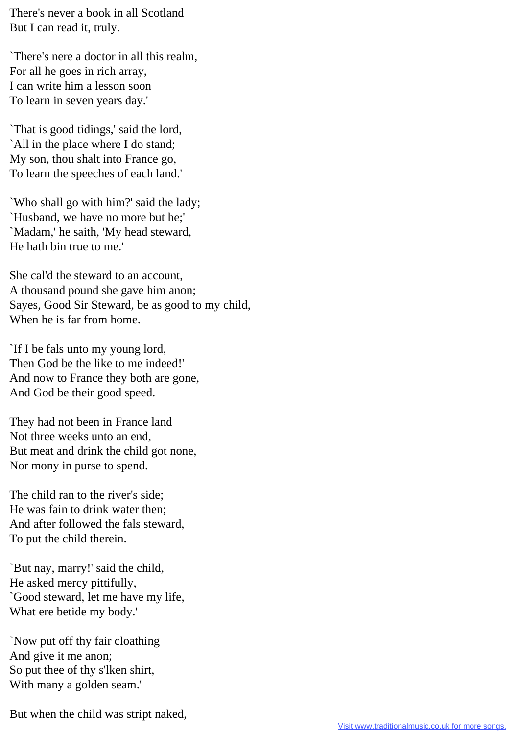There's never a book in all Scotland
But I can read it, truly.

`There's nere a doctor in all this realm,
For all he goes in rich array,
I can write him a lesson soon
To learn in seven years day.'

`That is good tidings,' said the lord,
`All in the place where I do stand;
My son, thou shalt into France go,
To learn the speeches of each land.'

`Who shall go with him?' said the lady;
`Husband, we have no more but he;'
`Madam,' he saith, 'My head steward,
He hath bin true to me.'

She cal'd the steward to an account,
A thousand pound she gave him anon;
Sayes, Good Sir Steward, be as good to my child,
When he is far from home.

`If I be fals unto my young lord,
Then God be the like to me indeed!'
And now to France they both are gone,
And God be their good speed.

They had not been in France land
Not three weeks unto an end,
But meat and drink the child got none,
Nor mony in purse to spend.

The child ran to the river's side;
He was fain to drink water then;
And after followed the fals steward,
To put the child therein.

`But nay, marry!' said the child,
He asked mercy pittifully,
`Good steward, let me have my life,
What ere betide my body.'

`Now put off thy fair cloathing
And give it me anon;
So put thee of thy s'lken shirt,
With many a golden seam.'

But when the child was stript naked,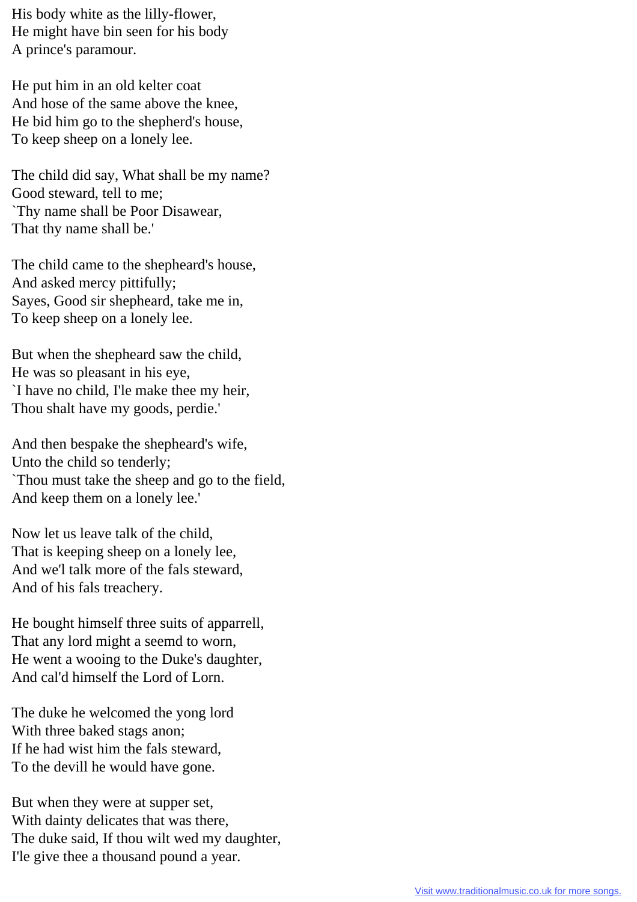His body white as the lilly-flower,
He might have bin seen for his body
A prince's paramour.

He put him in an old kelter coat
And hose of the same above the knee,
He bid him go to the shepherd's house,
To keep sheep on a lonely lee.

The child did say, What shall be my name?
Good steward, tell to me;
`Thy name shall be Poor Disawear,
That thy name shall be.'

The child came to the shepheard's house,
And asked mercy pittifully;
Sayes, Good sir shepheard, take me in,
To keep sheep on a lonely lee.

But when the shepheard saw the child,
He was so pleasant in his eye,
`I have no child, I'le make thee my heir,
Thou shalt have my goods, perdie.'

And then bespake the shepheard's wife,
Unto the child so tenderly;
`Thou must take the sheep and go to the field,
And keep them on a lonely lee.'

Now let us leave talk of the child,
That is keeping sheep on a lonely lee,
And we'l talk more of the fals steward,
And of his fals treachery.

He bought himself three suits of apparrell,
That any lord might a seemd to worn,
He went a wooing to the Duke's daughter,
And cal'd himself the Lord of Lorn.

The duke he welcomed the yong lord
With three baked stags anon;
If he had wist him the fals steward,
To the devill he would have gone.

But when they were at supper set,
With dainty delicates that was there,
The duke said, If thou wilt wed my daughter,
I'le give thee a thousand pound a year.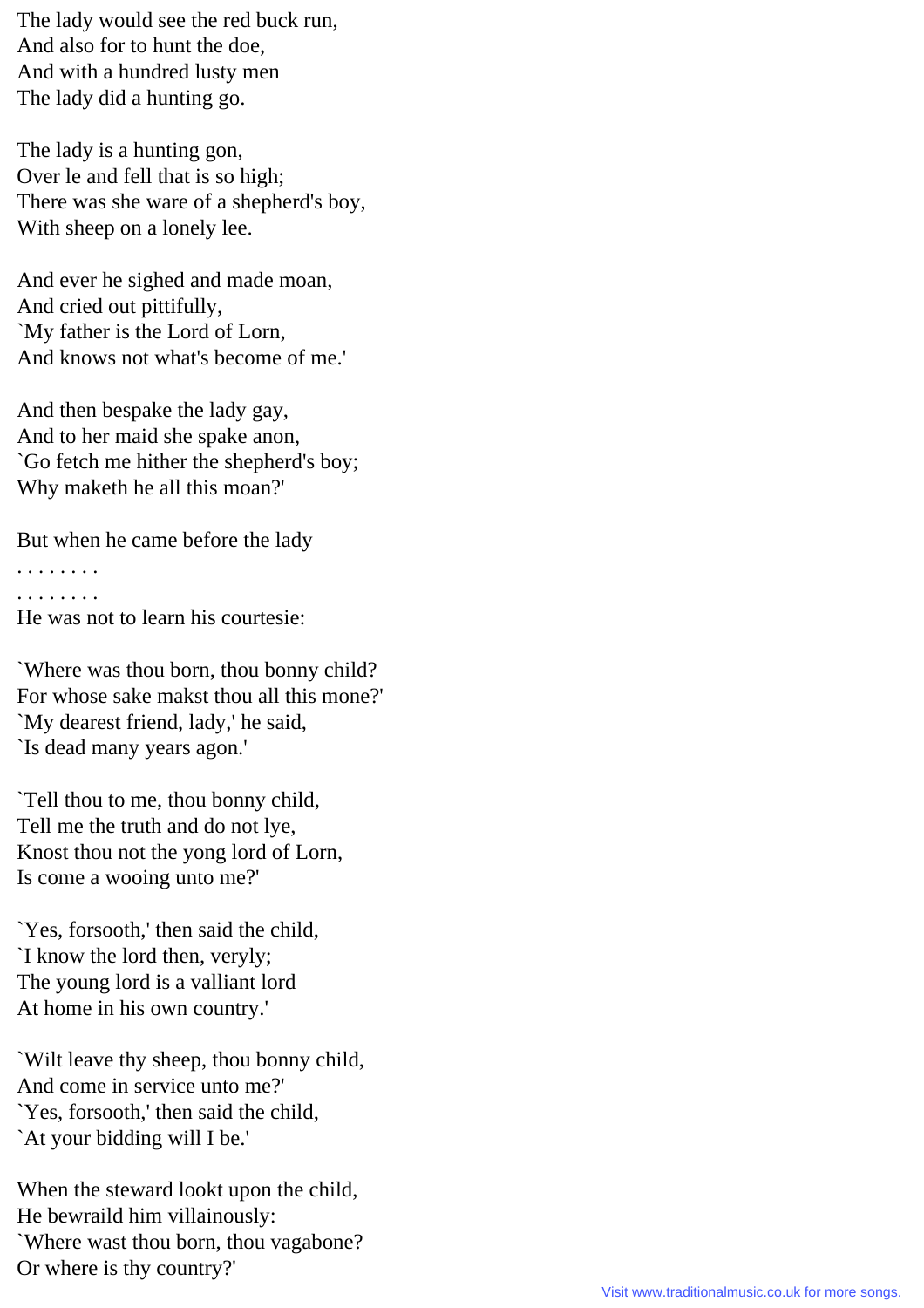The lady would see the red buck run,  
And also for to hunt the doe,  
And with a hundred lusty men  
The lady did a hunting go.

The lady is a hunting gon,  
Over le and fell that is so high;  
There was she ware of a shepherd's boy,  
With sheep on a lonely lee.

And ever he sighed and made moan,  
And cried out pittifully,  
`My father is the Lord of Lorn,  
And knows not what's become of me.'

And then bespake the lady gay,  
And to her maid she spake anon,  
`Go fetch me hither the shepherd's boy;  
Why maketh he all this moan?'

But when he came before the lady  
. . . . . . . .  
. . . . . . . .  
He was not to learn his courtesie:

`Where was thou born, thou bonny child?  
For whose sake makst thou all this mone?'  
`My dearest friend, lady,' he said,  
`Is dead many years agon.'

`Tell thou to me, thou bonny child,  
Tell me the truth and do not lye,  
Knost thou not the yong lord of Lorn,  
Is come a wooing unto me?'

`Yes, forsooth,' then said the child,  
`I know the lord then, veryly;  
The young lord is a valliant lord  
At home in his own country.'

`Wilt leave thy sheep, thou bonny child,  
And come in service unto me?'  
`Yes, forsooth,' then said the child,  
`At your bidding will I be.'

When the steward lookt upon the child,  
He bewraild him villainously:  
`Where wast thou born, thou vagabone?  
Or where is thy country?'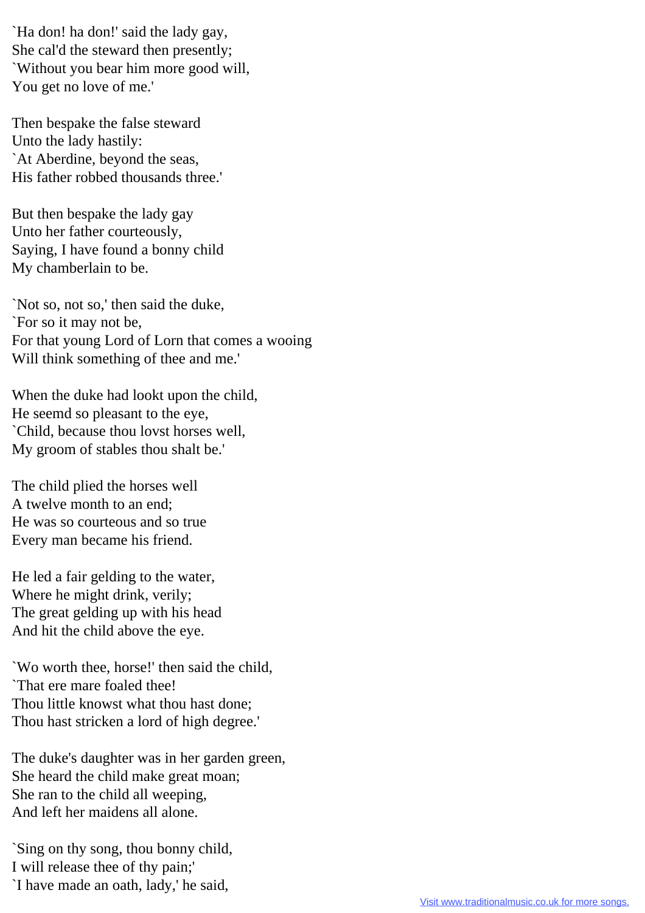`Ha don! ha don!' said the lady gay,
She cal'd the steward then presently;
`Without you bear him more good will,
You get no love of me.'

Then bespake the false steward
Unto the lady hastily:
`At Aberdine, beyond the seas,
His father robbed thousands three.'

But then bespake the lady gay
Unto her father courteously,
Saying, I have found a bonny child
My chamberlain to be.

`Not so, not so,' then said the duke,
`For so it may not be,
For that young Lord of Lorn that comes a wooing
Will think something of thee and me.'

When the duke had lookt upon the child,
He seemd so pleasant to the eye,
`Child, because thou lovst horses well,
My groom of stables thou shalt be.'

The child plied the horses well
A twelve month to an end;
He was so courteous and so true
Every man became his friend.

He led a fair gelding to the water,
Where he might drink, verily;
The great gelding up with his head
And hit the child above the eye.

`Wo worth thee, horse!' then said the child,
`That ere mare foaled thee!
Thou little knowst what thou hast done;
Thou hast stricken a lord of high degree.'

The duke's daughter was in her garden green,
She heard the child make great moan;
She ran to the child all weeping,
And left her maidens all alone.

`Sing on thy song, thou bonny child,
I will release thee of thy pain;'
`I have made an oath, lady,' he said,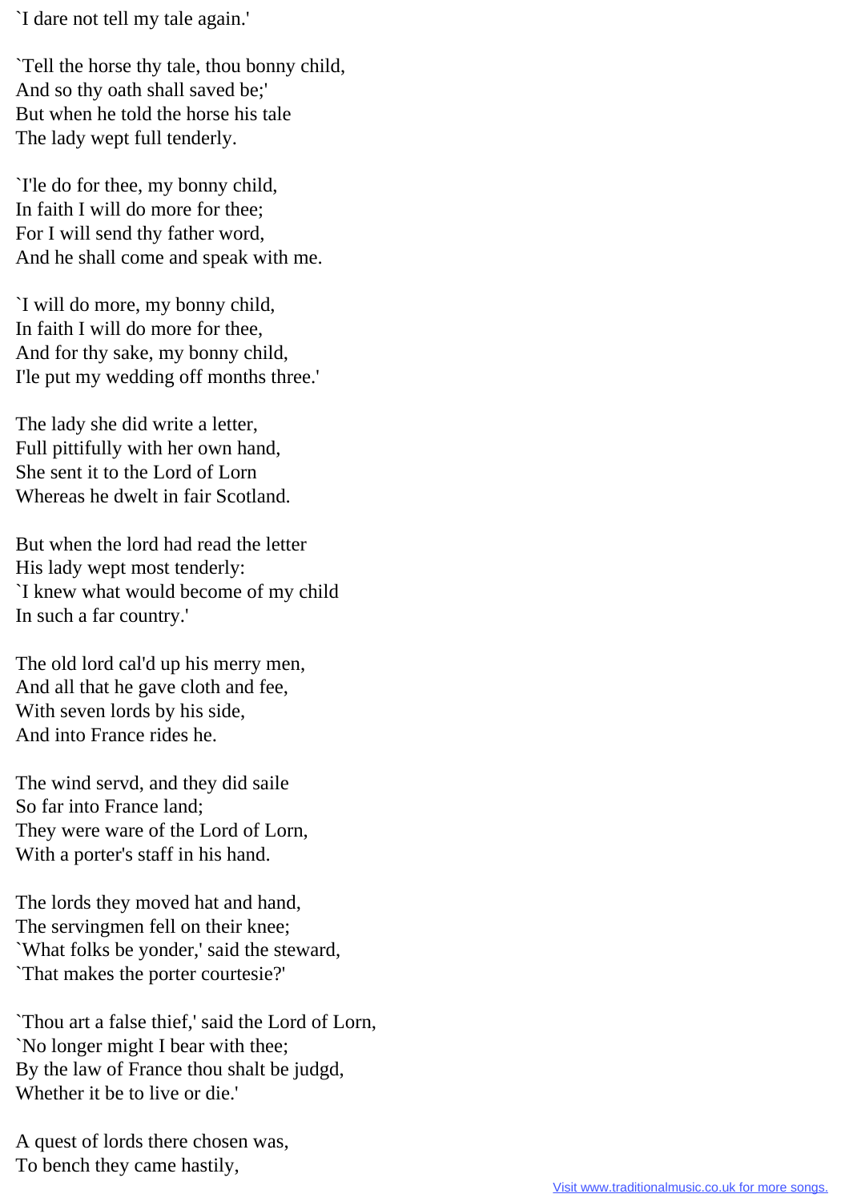`I dare not tell my tale again.'

`Tell the horse thy tale, thou bonny child,
And so thy oath shall saved be;'
But when he told the horse his tale
The lady wept full tenderly.

`I'le do for thee, my bonny child,
In faith I will do more for thee;
For I will send thy father word,
And he shall come and speak with me.

`I will do more, my bonny child,
In faith I will do more for thee,
And for thy sake, my bonny child,
I'le put my wedding off months three.'

The lady she did write a letter,
Full pittifully with her own hand,
She sent it to the Lord of Lorn
Whereas he dwelt in fair Scotland.

But when the lord had read the letter
His lady wept most tenderly:
`I knew what would become of my child
In such a far country.'

The old lord cal'd up his merry men,
And all that he gave cloth and fee,
With seven lords by his side,
And into France rides he.

The wind servd, and they did saile
So far into France land;
They were ware of the Lord of Lorn,
With a porter's staff in his hand.

The lords they moved hat and hand,
The servingmen fell on their knee;
`What folks be yonder,' said the steward,
`That makes the porter courtesie?'

`Thou art a false thief,' said the Lord of Lorn,
`No longer might I bear with thee;
By the law of France thou shalt be judgd,
Whether it be to live or die.'

A quest of lords there chosen was,
To bench they came hastily,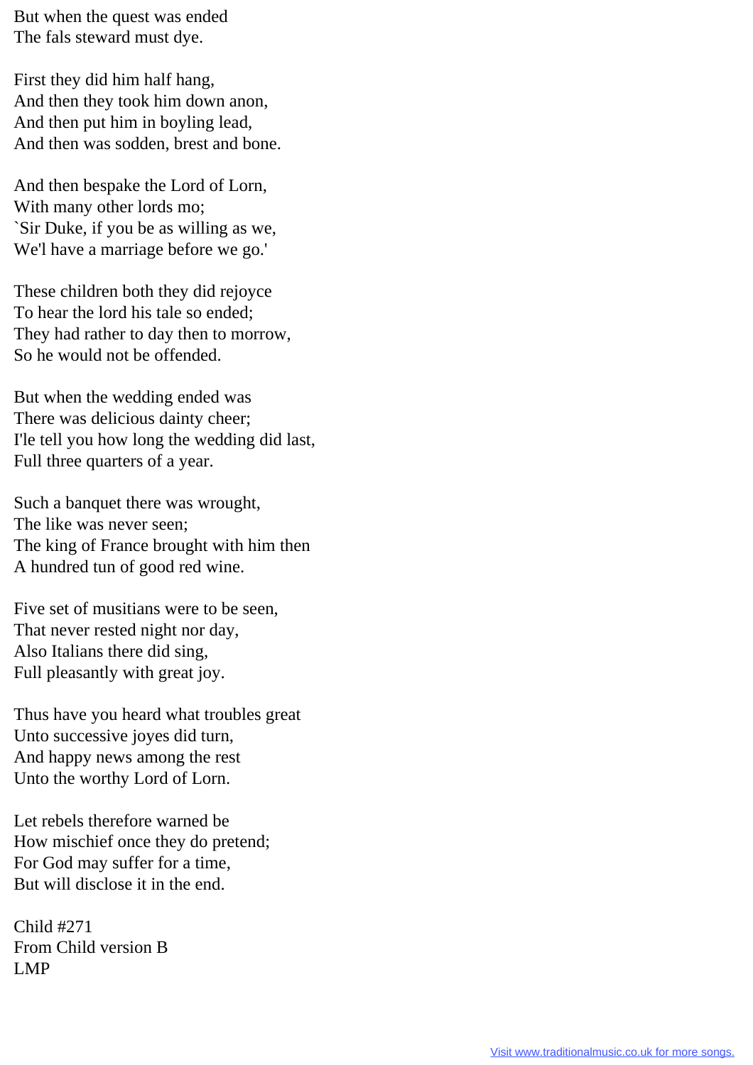But when the quest was ended
The fals steward must dye.

First they did him half hang,
And then they took him down anon,
And then put him in boyling lead,
And then was sodden, brest and bone.

And then bespake the Lord of Lorn,
With many other lords mo;
`Sir Duke, if you be as willing as we,
We'l have a marriage before we go.'

These children both they did rejoyce
To hear the lord his tale so ended;
They had rather to day then to morrow,
So he would not be offended.

But when the wedding ended was
There was delicious dainty cheer;
I'le tell you how long the wedding did last,
Full three quarters of a year.

Such a banquet there was wrought,
The like was never seen;
The king of France brought with him then
A hundred tun of good red wine.

Five set of musitians were to be seen,
That never rested night nor day,
Also Italians there did sing,
Full pleasantly with great joy.

Thus have you heard what troubles great
Unto successive joyes did turn,
And happy news among the rest
Unto the worthy Lord of Lorn.

Let rebels therefore warned be
How mischief once they do pretend;
For God may suffer for a time,
But will disclose it in the end.

Child #271
From Child version B
LMP